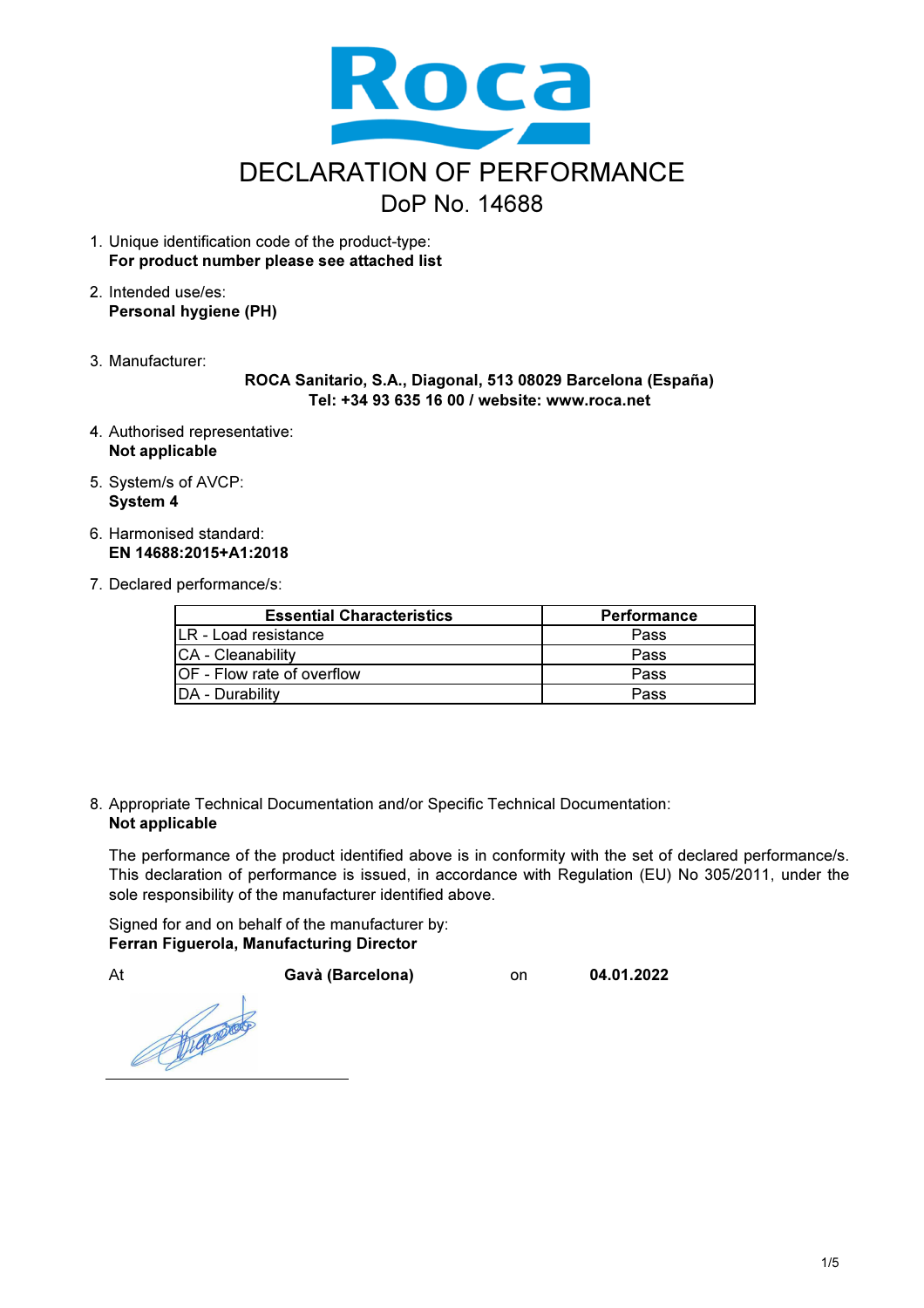Roca

# DECLARATION OF PERFORMANCE

## DoP No. 14688

1. Unique identification code of the product-type:
   **For product number please see attached list**

2. Intended use/es:
   **Personal hygiene (PH)**

3. Manufacturer:
   **ROCA Sanitario, S.A., Diagonal, 513 08029 Barcelona (España)**
   **Tel: +34 93 635 16 00 / website: www.roca.net**

4. Authorised representative:
   **Not applicable**

5. System/s of AVCP:
   **System 4**

6. Harmonised standard:
   **EN 14688:2015+A1:2018**

7. Declared performance/s:

| Essential Characteristics | Performance |
|---|---|
| LR - Load resistance | Pass |
| CA - Cleanability | Pass |
| OF - Flow rate of overflow | Pass |
| DA - Durability | Pass |

8. Appropriate Technical Documentation and/or Specific Technical Documentation:
   **Not applicable**

The performance of the product identified above is in conformity with the set of declared performance/s. This declaration of performance is issued, in accordance with Regulation (EU) No 305/2011, under the sole responsibility of the manufacturer identified above.

Signed for and on behalf of the manufacturer by:
**Ferran Figuerola, Manufacturing Director**

At **Gavà (Barcelona)** on **04.01.2022**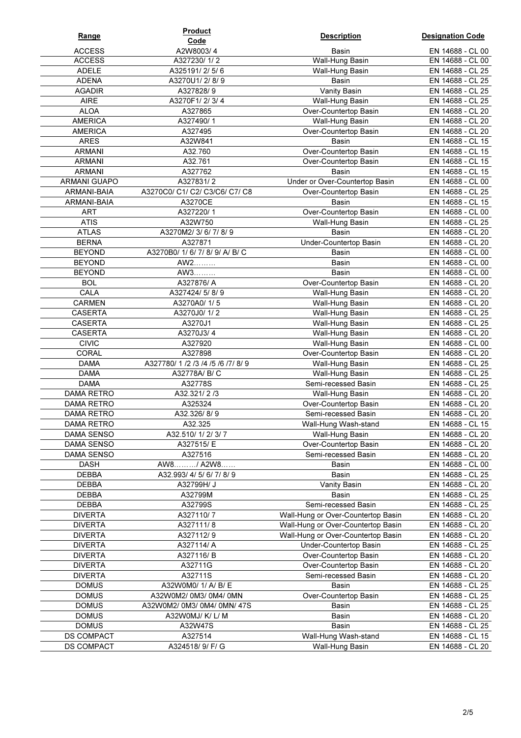| Range | Product Code | Description | Designation Code |
|---|---|---|---|
| ACCESS | A2W8003/ 4 | Basin | EN 14688 - CL 00 |
| ACCESS | A327230/ 1/ 2 | Wall-Hung Basin | EN 14688 - CL 00 |
| ADELE | A325191/ 2/ 5/ 6 | Wall-Hung Basin | EN 14688 - CL 25 |
| ADENA | A3270U1/ 2/ 8/ 9 | Basin | EN 14688 - CL 25 |
| AGADIR | A327828/ 9 | Vanity Basin | EN 14688 - CL 25 |
| AIRE | A3270F1/ 2/ 3/ 4 | Wall-Hung Basin | EN 14688 - CL 25 |
| ALOA | A327865 | Over-Countertop Basin | EN 14688 - CL 20 |
| AMERICA | A327490/ 1 | Wall-Hung Basin | EN 14688 - CL 20 |
| AMERICA | A327495 | Over-Countertop Basin | EN 14688 - CL 20 |
| ARES | A32W841 | Basin | EN 14688 - CL 15 |
| ARMANI | A32.760 | Over-Countertop Basin | EN 14688 - CL 15 |
| ARMANI | A32.761 | Over-Countertop Basin | EN 14688 - CL 15 |
| ARMANI | A327762 | Basin | EN 14688 - CL 15 |
| ARMANI GUAPO | A327831/ 2 | Under or Over-Countertop Basin | EN 14688 - CL 00 |
| ARMANI-BAIA | A3270C0/ C1/ C2/ C3/C6/ C7/ C8 | Over-Countertop Basin | EN 14688 - CL 25 |
| ARMANI-BAIA | A3270CE | Basin | EN 14688 - CL 15 |
| ART | A327220/ 1 | Over-Countertop Basin | EN 14688 - CL 00 |
| ATIS | A32W750 | Wall-Hung Basin | EN 14688 - CL 25 |
| ATLAS | A3270M2/ 3/ 6/ 7/ 8/ 9 | Basin | EN 14688 - CL 20 |
| BERNA | A327871 | Under-Countertop Basin | EN 14688 - CL 20 |
| BEYOND | A3270B0/ 1/ 6/ 7/ 8/ 9/ A/ B/ C | Basin | EN 14688 - CL 00 |
| BEYOND | AW2……… | Basin | EN 14688 - CL 00 |
| BEYOND | AW3……… | Basin | EN 14688 - CL 00 |
| BOL | A327876/ A | Over-Countertop Basin | EN 14688 - CL 20 |
| CALA | A327424/ 5/ 8/ 9 | Wall-Hung Basin | EN 14688 - CL 20 |
| CARMEN | A3270A0/ 1/ 5 | Wall-Hung Basin | EN 14688 - CL 20 |
| CASERTA | A3270J0/ 1/ 2 | Wall-Hung Basin | EN 14688 - CL 25 |
| CASERTA | A3270J1 | Wall-Hung Basin | EN 14688 - CL 25 |
| CASERTA | A3270J3/ 4 | Wall-Hung Basin | EN 14688 - CL 20 |
| CIVIC | A327920 | Wall-Hung Basin | EN 14688 - CL 00 |
| CORAL | A327898 | Over-Countertop Basin | EN 14688 - CL 20 |
| DAMA | A327780/ 1 /2 /3 /4 /5 /6 /7/ 8/ 9 | Wall-Hung Basin | EN 14688 - CL 25 |
| DAMA | A32778A/ B/ C | Wall-Hung Basin | EN 14688 - CL 25 |
| DAMA | A32778S | Semi-recessed Basin | EN 14688 - CL 25 |
| DAMA RETRO | A32.321/ 2 /3 | Wall-Hung Basin | EN 14688 - CL 20 |
| DAMA RETRO | A325324 | Over-Countertop Basin | EN 14688 - CL 20 |
| DAMA RETRO | A32.326/ 8/ 9 | Semi-recessed Basin | EN 14688 - CL 20 |
| DAMA RETRO | A32.325 | Wall-Hung Wash-stand | EN 14688 - CL 15 |
| DAMA SENSO | A32.510/ 1/ 2/ 3/ 7 | Wall-Hung Basin | EN 14688 - CL 20 |
| DAMA SENSO | A327515/ E | Over-Countertop Basin | EN 14688 - CL 20 |
| DAMA SENSO | A327516 | Semi-recessed Basin | EN 14688 - CL 20 |
| DASH | AW8………/ A2W8…… | Basin | EN 14688 - CL 00 |
| DEBBA | A32.993/ 4/ 5/ 6/ 7/ 8/ 9 | Basin | EN 14688 - CL 25 |
| DEBBA | A32799H/ J | Vanity Basin | EN 14688 - CL 20 |
| DEBBA | A32799M | Basin | EN 14688 - CL 25 |
| DEBBA | A32799S | Semi-recessed Basin | EN 14688 - CL 25 |
| DIVERTA | A327110/ 7 | Wall-Hung or Over-Countertop Basin | EN 14688 - CL 20 |
| DIVERTA | A327111/ 8 | Wall-Hung or Over-Countertop Basin | EN 14688 - CL 20 |
| DIVERTA | A327112/ 9 | Wall-Hung or Over-Countertop Basin | EN 14688 - CL 20 |
| DIVERTA | A327114/ A | Under-Countertop Basin | EN 14688 - CL 25 |
| DIVERTA | A327116/ B | Over-Countertop Basin | EN 14688 - CL 20 |
| DIVERTA | A32711G | Over-Countertop Basin | EN 14688 - CL 20 |
| DIVERTA | A32711S | Semi-recessed Basin | EN 14688 - CL 20 |
| DOMUS | A32W0M0/ 1/ A/ B/ E | Basin | EN 14688 - CL 25 |
| DOMUS | A32W0M2/ 0M3/ 0M4/ 0MN | Over-Countertop Basin | EN 14688 - CL 25 |
| DOMUS | A32W0M2/ 0M3/ 0M4/ 0MN/ 47S | Basin | EN 14688 - CL 25 |
| DOMUS | A32W0MJ/ K/ L/ M | Basin | EN 14688 - CL 20 |
| DOMUS | A32W47S | Basin | EN 14688 - CL 25 |
| DS COMPACT | A327514 | Wall-Hung Wash-stand | EN 14688 - CL 15 |
| DS COMPACT | A324518/ 9/ F/ G | Wall-Hung Basin | EN 14688 - CL 20 |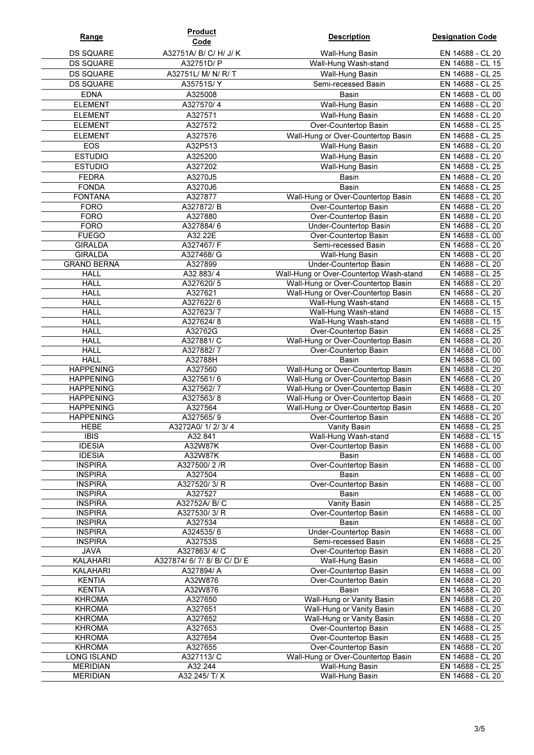| Range | Product Code | Description | Designation Code |
| --- | --- | --- | --- |
| DS SQUARE | A32751A/ B/ C/ H/ J/ K | Wall-Hung Basin | EN 14688 - CL 20 |
| DS SQUARE | A32751D/ P | Wall-Hung Wash-stand | EN 14688 - CL 15 |
| DS SQUARE | A32751L/ M/ N/ R/ T | Wall-Hung Basin | EN 14688 - CL 25 |
| DS SQUARE | A35751S/ Y | Semi-recessed Basin | EN 14688 - CL 25 |
| EDNA | A325008 | Basin | EN 14688 - CL 00 |
| ELEMENT | A327570/ 4 | Wall-Hung Basin | EN 14688 - CL 20 |
| ELEMENT | A327571 | Wall-Hung Basin | EN 14688 - CL 20 |
| ELEMENT | A327572 | Over-Countertop Basin | EN 14688 - CL 25 |
| ELEMENT | A327576 | Wall-Hung or Over-Countertop Basin | EN 14688 - CL 25 |
| EOS | A32P513 | Wall-Hung Basin | EN 14688 - CL 20 |
| ESTUDIO | A325200 | Wall-Hung Basin | EN 14688 - CL 20 |
| ESTUDIO | A327202 | Wall-Hung Basin | EN 14688 - CL 25 |
| FEDRA | A3270J5 | Basin | EN 14688 - CL 20 |
| FONDA | A3270J6 | Basin | EN 14688 - CL 25 |
| FONTANA | A327877 | Wall-Hung or Over-Countertop Basin | EN 14688 - CL 20 |
| FORO | A327872/ B | Over-Countertop Basin | EN 14688 - CL 20 |
| FORO | A327880 | Over-Countertop Basin | EN 14688 - CL 20 |
| FORO | A327884/ 6 | Under-Countertop Basin | EN 14688 - CL 20 |
| FUEGO | A32.22E | Over-Countertop Basin | EN 14688 - CL 00 |
| GIRALDA | A327467/ F | Semi-recessed Basin | EN 14688 - CL 20 |
| GIRALDA | A327468/ G | Wall-Hung Basin | EN 14688 - CL 20 |
| GRAND BERNA | A327899 | Under-Countertop Basin | EN 14688 - CL 20 |
| HALL | A32.883/ 4 | Wall-Hung or Over-Countertop Wash-stand | EN 14688 - CL 25 |
| HALL | A327620/ 5 | Wall-Hung or Over-Countertop Basin | EN 14688 - CL 20 |
| HALL | A327621 | Wall-Hung or Over-Countertop Basin | EN 14688 - CL 20 |
| HALL | A327622/ 6 | Wall-Hung Wash-stand | EN 14688 - CL 15 |
| HALL | A327623/ 7 | Wall-Hung Wash-stand | EN 14688 - CL 15 |
| HALL | A327624/ 8 | Wall-Hung Wash-stand | EN 14688 - CL 15 |
| HALL | A32762G | Over-Countertop Basin | EN 14688 - CL 25 |
| HALL | A327881/ C | Wall-Hung or Over-Countertop Basin | EN 14688 - CL 20 |
| HALL | A327882/ 7 | Over-Countertop Basin | EN 14688 - CL 00 |
| HALL | A32788H | Basin | EN 14688 - CL 00 |
| HAPPENING | A327560 | Wall-Hung or Over-Countertop Basin | EN 14688 - CL 20 |
| HAPPENING | A327561/ 6 | Wall-Hung or Over-Countertop Basin | EN 14688 - CL 20 |
| HAPPENING | A327562/ 7 | Wall-Hung or Over-Countertop Basin | EN 14688 - CL 20 |
| HAPPENING | A327563/ 8 | Wall-Hung or Over-Countertop Basin | EN 14688 - CL 20 |
| HAPPENING | A327564 | Wall-Hung or Over-Countertop Basin | EN 14688 - CL 20 |
| HAPPENING | A327565/ 9 | Over-Countertop Basin | EN 14688 - CL 20 |
| HEBE | A3272A0/ 1/ 2/ 3/ 4 | Vanity Basin | EN 14688 - CL 25 |
| IBIS | A32.841 | Wall-Hung Wash-stand | EN 14688 - CL 15 |
| IDESIA | A32W87K | Over-Countertop Basin | EN 14688 - CL 00 |
| IDESIA | A32W87K | Basin | EN 14688 - CL 00 |
| INSPIRA | A327500/ 2 /R | Over-Countertop Basin | EN 14688 - CL 00 |
| INSPIRA | A327504 | Basin | EN 14688 - CL 00 |
| INSPIRA | A327520/ 3/ R | Over-Countertop Basin | EN 14688 - CL 00 |
| INSPIRA | A327527 | Basin | EN 14688 - CL 00 |
| INSPIRA | A32752A/ B/ C | Vanity Basin | EN 14688 - CL 25 |
| INSPIRA | A327530/ 3/ R | Over-Countertop Basin | EN 14688 - CL 00 |
| INSPIRA | A327534 | Basin | EN 14688 - CL 00 |
| INSPIRA | A324535/ 6 | Under-Countertop Basin | EN 14688 - CL 00 |
| INSPIRA | A32753S | Semi-recessed Basin | EN 14688 - CL 25 |
| JAVA | A327863/ 4/ C | Over-Countertop Basin | EN 14688 - CL 20 |
| KALAHARI | A327874/ 6/ 7/ 8/ B/ C/ D/ E | Wall-Hung Basin | EN 14688 - CL 00 |
| KALAHARI | A327894/ A | Over-Countertop Basin | EN 14688 - CL 00 |
| KENTIA | A32W876 | Over-Countertop Basin | EN 14688 - CL 20 |
| KENTIA | A32W876 | Basin | EN 14688 - CL 20 |
| KHROMA | A327650 | Wall-Hung or Vanity Basin | EN 14688 - CL 20 |
| KHROMA | A327651 | Wall-Hung or Vanity Basin | EN 14688 - CL 20 |
| KHROMA | A327652 | Wall-Hung or Vanity Basin | EN 14688 - CL 20 |
| KHROMA | A327653 | Over-Countertop Basin | EN 14688 - CL 25 |
| KHROMA | A327654 | Over-Countertop Basin | EN 14688 - CL 25 |
| KHROMA | A327655 | Over-Countertop Basin | EN 14688 - CL 20 |
| LONG ISLAND | A327113/ C | Wall-Hung or Over-Countertop Basin | EN 14688 - CL 20 |
| MERIDIAN | A32.244 | Wall-Hung Basin | EN 14688 - CL 25 |
| MERIDIAN | A32.245/ T/ X | Wall-Hung Basin | EN 14688 - CL 20 |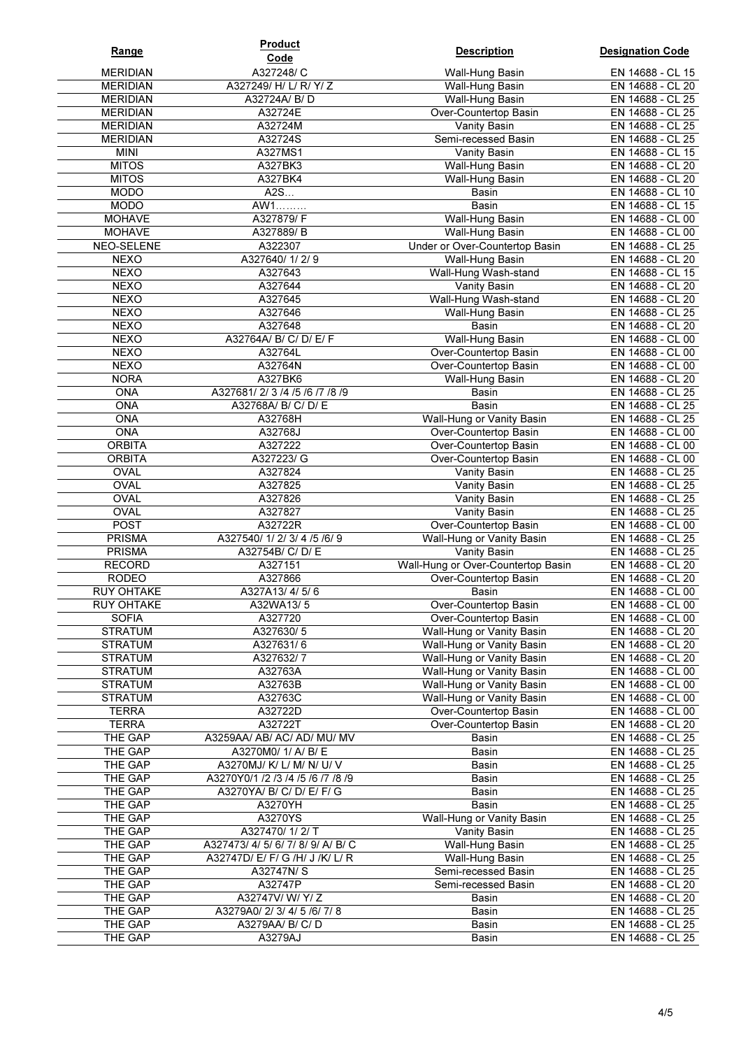| Range | Product Code | Description | Designation Code |
|---|---|---|---|
| MERIDIAN | A327248/ C | Wall-Hung Basin | EN 14688 - CL 15 |
| MERIDIAN | A327249/ H/ L/ R/ Y/ Z | Wall-Hung Basin | EN 14688 - CL 20 |
| MERIDIAN | A32724A/ B/ D | Wall-Hung Basin | EN 14688 - CL 25 |
| MERIDIAN | A32724E | Over-Countertop Basin | EN 14688 - CL 25 |
| MERIDIAN | A32724M | Vanity Basin | EN 14688 - CL 25 |
| MERIDIAN | A32724S | Semi-recessed Basin | EN 14688 - CL 25 |
| MINI | A327MS1 | Vanity Basin | EN 14688 - CL 15 |
| MITOS | A327BK3 | Wall-Hung Basin | EN 14688 - CL 20 |
| MITOS | A327BK4 | Wall-Hung Basin | EN 14688 - CL 20 |
| MODO | A2S… | Basin | EN 14688 - CL 10 |
| MODO | AW1……… | Basin | EN 14688 - CL 15 |
| MOHAVE | A327879/ F | Wall-Hung Basin | EN 14688 - CL 00 |
| MOHAVE | A327889/ B | Wall-Hung Basin | EN 14688 - CL 00 |
| NEO-SELENE | A322307 | Under or Over-Countertop Basin | EN 14688 - CL 25 |
| NEXO | A327640/ 1/ 2/ 9 | Wall-Hung Basin | EN 14688 - CL 20 |
| NEXO | A327643 | Wall-Hung Wash-stand | EN 14688 - CL 15 |
| NEXO | A327644 | Vanity Basin | EN 14688 - CL 20 |
| NEXO | A327645 | Wall-Hung Wash-stand | EN 14688 - CL 20 |
| NEXO | A327646 | Wall-Hung Basin | EN 14688 - CL 25 |
| NEXO | A327648 | Basin | EN 14688 - CL 20 |
| NEXO | A32764A/ B/ C/ D/ E/ F | Wall-Hung Basin | EN 14688 - CL 00 |
| NEXO | A32764L | Over-Countertop Basin | EN 14688 - CL 00 |
| NEXO | A32764N | Over-Countertop Basin | EN 14688 - CL 00 |
| NORA | A327BK6 | Wall-Hung Basin | EN 14688 - CL 20 |
| ONA | A327681/ 2/ 3 /4 /5 /6 /7 /8 /9 | Basin | EN 14688 - CL 25 |
| ONA | A32768A/ B/ C/ D/ E | Basin | EN 14688 - CL 25 |
| ONA | A32768H | Wall-Hung or Vanity Basin | EN 14688 - CL 25 |
| ONA | A32768J | Over-Countertop Basin | EN 14688 - CL 00 |
| ORBITA | A327222 | Over-Countertop Basin | EN 14688 - CL 00 |
| ORBITA | A327223/ G | Over-Countertop Basin | EN 14688 - CL 00 |
| OVAL | A327824 | Vanity Basin | EN 14688 - CL 25 |
| OVAL | A327825 | Vanity Basin | EN 14688 - CL 25 |
| OVAL | A327826 | Vanity Basin | EN 14688 - CL 25 |
| OVAL | A327827 | Vanity Basin | EN 14688 - CL 25 |
| POST | A32722R | Over-Countertop Basin | EN 14688 - CL 00 |
| PRISMA | A327540/ 1/ 2/ 3/ 4 /5 /6/ 9 | Wall-Hung or Vanity Basin | EN 14688 - CL 25 |
| PRISMA | A32754B/ C/ D/ E | Vanity Basin | EN 14688 - CL 25 |
| RECORD | A327151 | Wall-Hung or Over-Countertop Basin | EN 14688 - CL 20 |
| RODEO | A327866 | Over-Countertop Basin | EN 14688 - CL 20 |
| RUY OHTAKE | A327A13/ 4/ 5/ 6 | Basin | EN 14688 - CL 00 |
| RUY OHTAKE | A32WA13/ 5 | Over-Countertop Basin | EN 14688 - CL 00 |
| SOFIA | A327720 | Over-Countertop Basin | EN 14688 - CL 00 |
| STRATUM | A327630/ 5 | Wall-Hung or Vanity Basin | EN 14688 - CL 20 |
| STRATUM | A327631/ 6 | Wall-Hung or Vanity Basin | EN 14688 - CL 20 |
| STRATUM | A327632/ 7 | Wall-Hung or Vanity Basin | EN 14688 - CL 20 |
| STRATUM | A32763A | Wall-Hung or Vanity Basin | EN 14688 - CL 00 |
| STRATUM | A32763B | Wall-Hung or Vanity Basin | EN 14688 - CL 00 |
| STRATUM | A32763C | Wall-Hung or Vanity Basin | EN 14688 - CL 00 |
| TERRA | A32722D | Over-Countertop Basin | EN 14688 - CL 00 |
| TERRA | A32722T | Over-Countertop Basin | EN 14688 - CL 20 |
| THE GAP | A3259AA/ AB/ AC/ AD/ MU/ MV | Basin | EN 14688 - CL 25 |
| THE GAP | A3270M0/ 1/ A/ B/ E | Basin | EN 14688 - CL 25 |
| THE GAP | A3270MJ/ K/ L/ M/ N/ U/ V | Basin | EN 14688 - CL 25 |
| THE GAP | A3270Y0/1 /2 /3 /4 /5 /6 /7 /8 /9 | Basin | EN 14688 - CL 25 |
| THE GAP | A3270YA/ B/ C/ D/ E/ F/ G | Basin | EN 14688 - CL 25 |
| THE GAP | A3270YH | Basin | EN 14688 - CL 25 |
| THE GAP | A3270YS | Wall-Hung or Vanity Basin | EN 14688 - CL 25 |
| THE GAP | A327470/ 1/ 2/ T | Vanity Basin | EN 14688 - CL 25 |
| THE GAP | A327473/ 4/ 5/ 6/ 7/ 8/ 9/ A/ B/ C | Wall-Hung Basin | EN 14688 - CL 25 |
| THE GAP | A32747D/ E/ F/ G /H/ J /K/ L/ R | Wall-Hung Basin | EN 14688 - CL 25 |
| THE GAP | A32747N/ S | Semi-recessed Basin | EN 14688 - CL 25 |
| THE GAP | A32747P | Semi-recessed Basin | EN 14688 - CL 20 |
| THE GAP | A32747V/ W/ Y/ Z | Basin | EN 14688 - CL 20 |
| THE GAP | A3279A0/ 2/ 3/ 4/ 5 /6/ 7/ 8 | Basin | EN 14688 - CL 25 |
| THE GAP | A3279AA/ B/ C/ D | Basin | EN 14688 - CL 25 |
| THE GAP | A3279AJ | Basin | EN 14688 - CL 25 |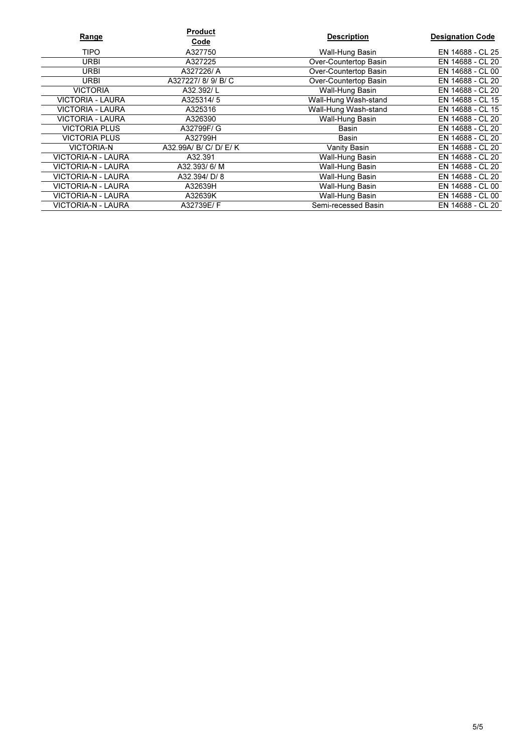| Range | Product Code | Description | Designation Code |
|---|---|---|---|
| TIPO | A327750 | Wall-Hung Basin | EN 14688 - CL 25 |
| URBI | A327225 | Over-Countertop Basin | EN 14688 - CL 20 |
| URBI | A327226/ A | Over-Countertop Basin | EN 14688 - CL 00 |
| URBI | A327227/ 8/ 9/ B/ C | Over-Countertop Basin | EN 14688 - CL 20 |
| VICTORIA | A32.392/ L | Wall-Hung Basin | EN 14688 - CL 20 |
| VICTORIA - LAURA | A325314/ 5 | Wall-Hung Wash-stand | EN 14688 - CL 15 |
| VICTORIA - LAURA | A325316 | Wall-Hung Wash-stand | EN 14688 - CL 15 |
| VICTORIA - LAURA | A326390 | Wall-Hung Basin | EN 14688 - CL 20 |
| VICTORIA PLUS | A32799F/ G | Basin | EN 14688 - CL 20 |
| VICTORIA PLUS | A32799H | Basin | EN 14688 - CL 20 |
| VICTORIA-N | A32.99A/ B/ C/ D/ E/ K | Vanity Basin | EN 14688 - CL 20 |
| VICTORIA-N - LAURA | A32.391 | Wall-Hung Basin | EN 14688 - CL 20 |
| VICTORIA-N - LAURA | A32.393/ 6/ M | Wall-Hung Basin | EN 14688 - CL 20 |
| VICTORIA-N - LAURA | A32.394/ D/ 8 | Wall-Hung Basin | EN 14688 - CL 20 |
| VICTORIA-N - LAURA | A32639H | Wall-Hung Basin | EN 14688 - CL 00 |
| VICTORIA-N - LAURA | A32639K | Wall-Hung Basin | EN 14688 - CL 00 |
| VICTORIA-N - LAURA | A32739E/ F | Semi-recessed Basin | EN 14688 - CL 20 |